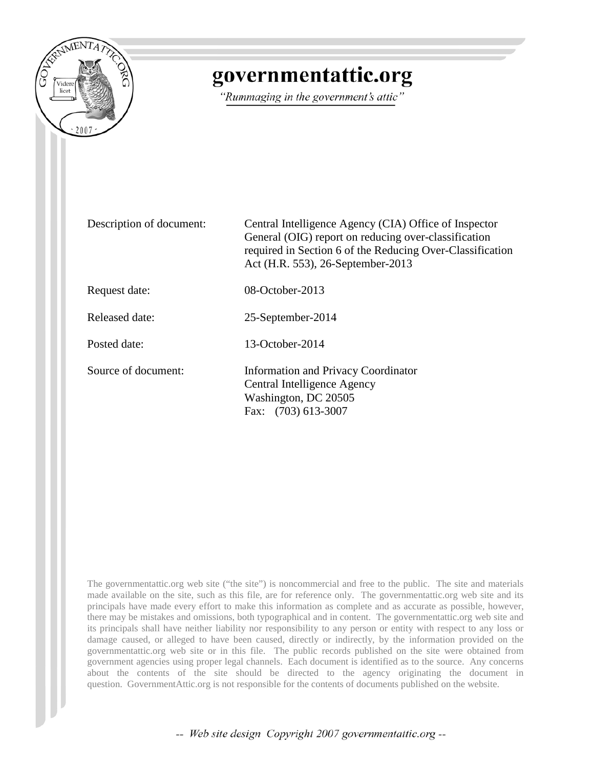# governmentattic.org

*"Rummaging in the government's attic"*

| | |
|---|---|
| Description of document: | Central Intelligence Agency (CIA) Office of Inspector General (OIG) report on reducing over-classification required in Section 6 of the Reducing Over-Classification Act (H.R. 553), 26-September-2013 |
| Request date: | 08-October-2013 |
| Released date: | 25-September-2014 |
| Posted date: | 13-October-2014 |
| Source of document: | Information and Privacy Coordinator<br>Central Intelligence Agency<br>Washington, DC 20505<br>Fax: (703) 613-3007 |

The governmentattic.org web site ("the site") is noncommercial and free to the public. The site and materials made available on the site, such as this file, are for reference only. The governmentattic.org web site and its principals have made every effort to make this information as complete and as accurate as possible, however, there may be mistakes and omissions, both typographical and in content. The governmentattic.org web site and its principals shall have neither liability nor responsibility to any person or entity with respect to any loss or damage caused, or alleged to have been caused, directly or indirectly, by the information provided on the governmentattic.org web site or in this file. The public records published on the site were obtained from government agencies using proper legal channels. Each document is identified as to the source. Any concerns about the contents of the site should be directed to the agency originating the document in question. GovernmentAttic.org is not responsible for the contents of documents published on the website.

-- *Web site design Copyright 2007 governmentattic.org* --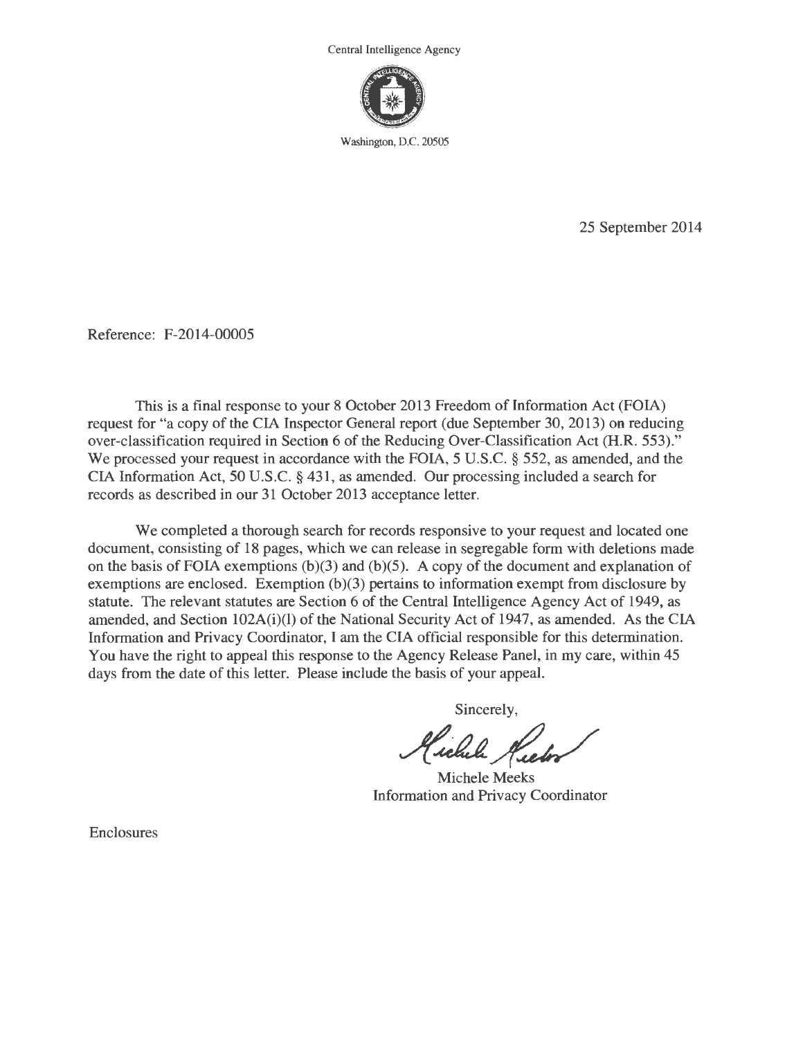Central Intelligence Agency

Washington, D.C. 20505

25 September 2014

Reference: F-2014-00005

This is a final response to your 8 October 2013 Freedom of Information Act (FOIA) request for "a copy of the CIA Inspector General report (due September 30, 2013) on reducing over-classification required in Section 6 of the Reducing Over-Classification Act (H.R. 553)." We processed your request in accordance with the FOIA, 5 U.S.C. § 552, as amended, and the CIA Information Act, 50 U.S.C. § 431, as amended. Our processing included a search for records as described in our 31 October 2013 acceptance letter.

We completed a thorough search for records responsive to your request and located one document, consisting of 18 pages, which we can release in segregable form with deletions made on the basis of FOIA exemptions (b)(3) and (b)(5). A copy of the document and explanation of exemptions are enclosed. Exemption (b)(3) pertains to information exempt from disclosure by statute. The relevant statutes are Section 6 of the Central Intelligence Agency Act of 1949, as amended, and Section 102A(i)(l) of the National Security Act of 1947, as amended. As the CIA Information and Privacy Coordinator, I am the CIA official responsible for this determination. You have the right to appeal this response to the Agency Release Panel, in my care, within 45 days from the date of this letter. Please include the basis of your appeal.

Sincerely,

Michele Meeks
Information and Privacy Coordinator

Enclosures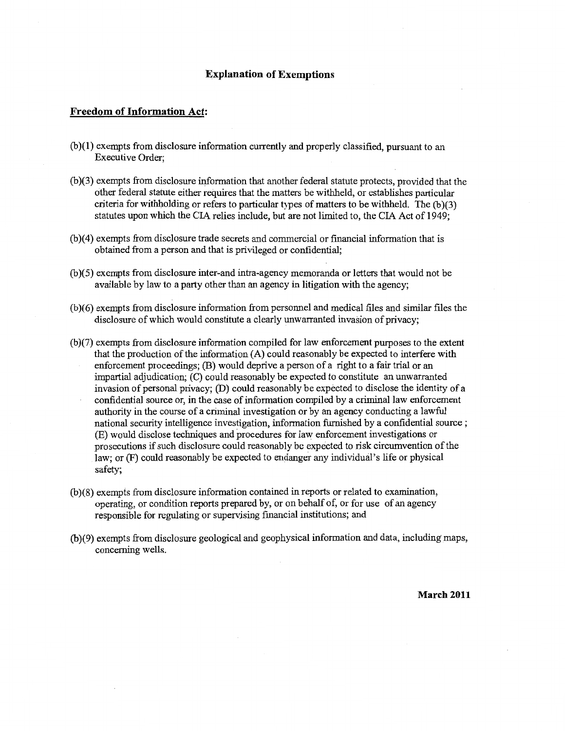## Explanation of Exemptions

### Freedom of Information Act:

(b)(1) exempts from disclosure information currently and properly classified, pursuant to an Executive Order;

(b)(3) exempts from disclosure information that another federal statute protects, provided that the other federal statute either requires that the matters be withheld, or establishes particular criteria for withholding or refers to particular types of matters to be withheld. The (b)(3) statutes upon which the CIA relies include, but are not limited to, the CIA Act of 1949;

(b)(4) exempts from disclosure trade secrets and commercial or financial information that is obtained from a person and that is privileged or confidential;

(b)(5) exempts from disclosure inter-and intra-agency memoranda or letters that would not be available by law to a party other than an agency in litigation with the agency;

(b)(6) exempts from disclosure information from personnel and medical files and similar files the disclosure of which would constitute a clearly unwarranted invasion of privacy;

(b)(7) exempts from disclosure information compiled for law enforcement purposes to the extent that the production of the information (A) could reasonably be expected to interfere with enforcement proceedings; (B) would deprive a person of a right to a fair trial or an impartial adjudication; (C) could reasonably be expected to constitute an unwarranted invasion of personal privacy; (D) could reasonably be expected to disclose the identity of a confidential source or, in the case of information compiled by a criminal law enforcement authority in the course of a criminal investigation or by an agency conducting a lawful national security intelligence investigation, information furnished by a confidential source ; (E) would disclose techniques and procedures for law enforcement investigations or prosecutions if such disclosure could reasonably be expected to risk circumvention of the law; or (F) could reasonably be expected to endanger any individual's life or physical safety;

(b)(8) exempts from disclosure information contained in reports or related to examination, operating, or condition reports prepared by, or on behalf of, or for use of an agency responsible for regulating or supervising financial institutions; and

(b)(9) exempts from disclosure geological and geophysical information and data, including maps, concerning wells.

**March 2011**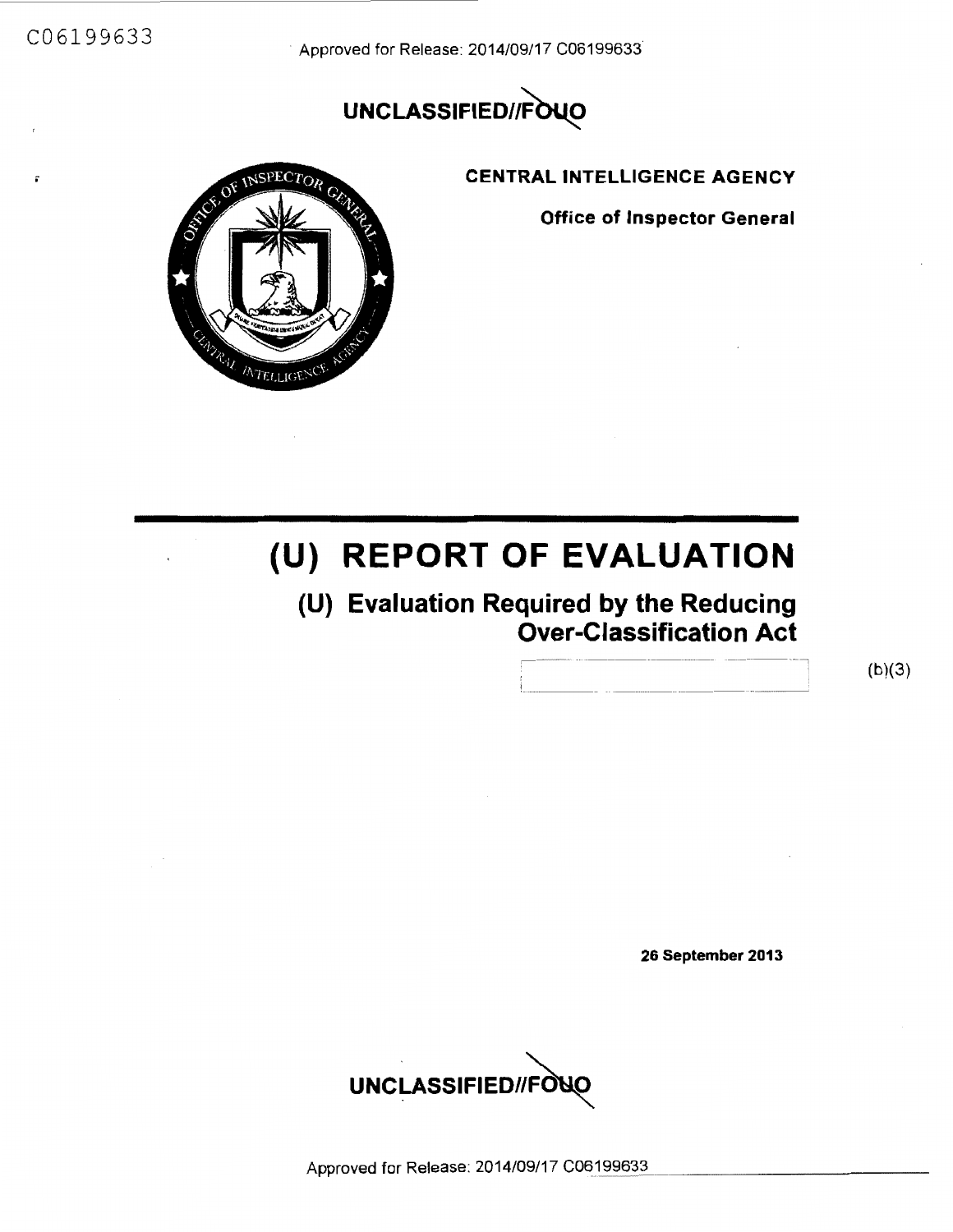UNCLASSIFIED//FOUO

**CENTRAL INTELLIGENCE AGENCY**

**Office of Inspector General**

# (U) REPORT OF EVALUATION

## (U) Evaluation Required by the Reducing Over-Classification Act

(b)(3)

**26 September 2013**

UNCLASSIFIED//FOUO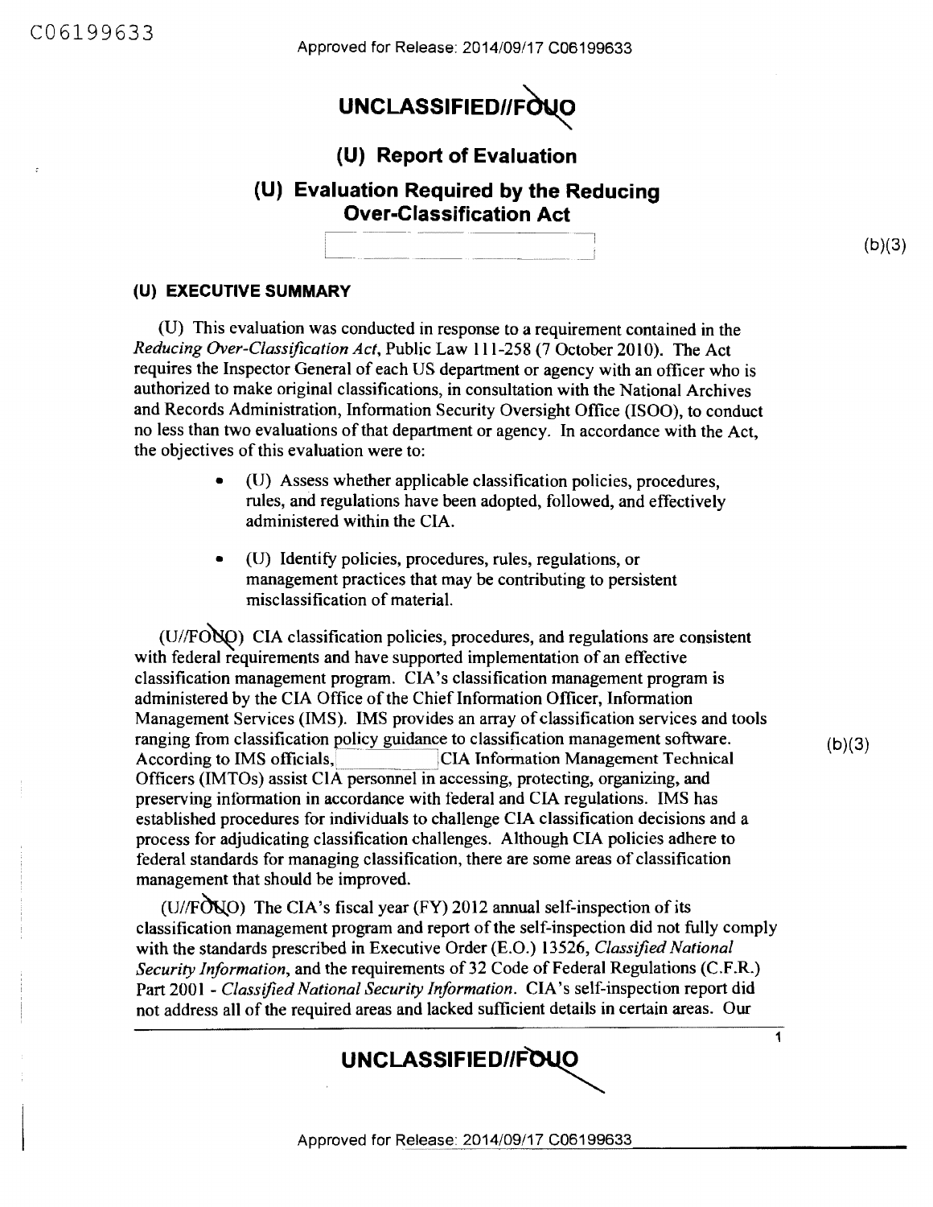# UNCLASSIFIED//FOUO

## (U) Report of Evaluation

## (U) Evaluation Required by the Reducing Over-Classification Act

(b)(3)

### (U) EXECUTIVE SUMMARY

(U) This evaluation was conducted in response to a requirement contained in the *Reducing Over-Classification Act*, Public Law 111-258 (7 October 2010). The Act requires the Inspector General of each US department or agency with an officer who is authorized to make original classifications, in consultation with the National Archives and Records Administration, Information Security Oversight Office (ISOO), to conduct no less than two evaluations of that department or agency. In accordance with the Act, the objectives of this evaluation were to:

- (U) Assess whether applicable classification policies, procedures, rules, and regulations have been adopted, followed, and effectively administered within the CIA.
- (U) Identify policies, procedures, rules, regulations, or management practices that may be contributing to persistent misclassification of material.

(U//FOUO) CIA classification policies, procedures, and regulations are consistent with federal requirements and have supported implementation of an effective classification management program. CIA's classification management program is administered by the CIA Office of the Chief Information Officer, Information Management Services (IMS). IMS provides an array of classification services and tools ranging from classification policy guidance to classification management software. According to IMS officials, [ ] CIA Information Management Technical Officers (IMTOs) assist CIA personnel in accessing, protecting, organizing, and preserving information in accordance with federal and CIA regulations. IMS has established procedures for individuals to challenge CIA classification decisions and a process for adjudicating classification challenges. Although CIA policies adhere to federal standards for managing classification, there are some areas of classification management that should be improved. (b)(3)

(U//FOUO) The CIA's fiscal year (FY) 2012 annual self-inspection of its classification management program and report of the self-inspection did not fully comply with the standards prescribed in Executive Order (E.O.) 13526, *Classified National Security Information*, and the requirements of 32 Code of Federal Regulations (C.F.R.) Part 2001 - *Classified National Security Information*. CIA's self-inspection report did not address all of the required areas and lacked sufficient details in certain areas. Our

UNCLASSIFIED//FOUO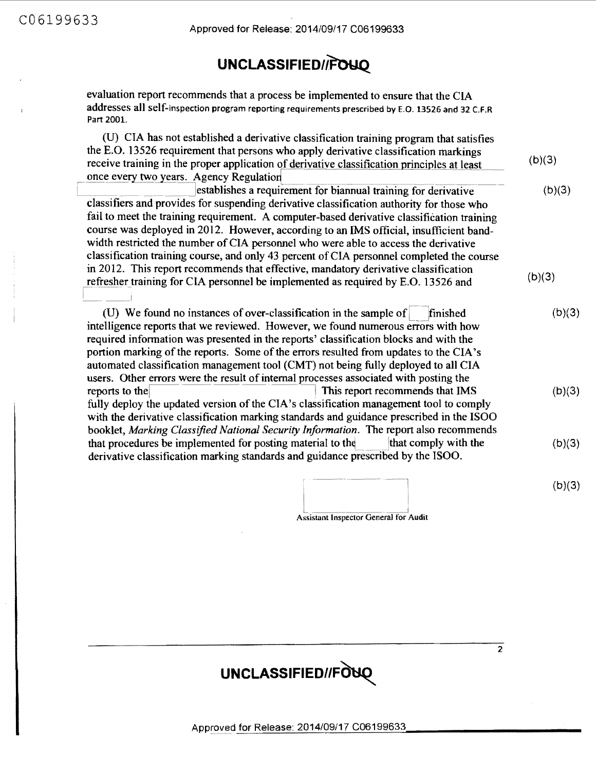evaluation report recommends that a process be implemented to ensure that the CIA addresses all self-inspection program reporting requirements prescribed by E.O. 13526 and 32 C.F.R Part 2001.

(U) CIA has not established a derivative classification training program that satisfies the E.O. 13526 requirement that persons who apply derivative classification markings receive training in the proper application of derivative classification principles at least once every two years. Agency Regulation [ ] establishes a requirement for biannual training for derivative classifiers and provides for suspending derivative classification authority for those who fail to meet the training requirement. A computer-based derivative classification training course was deployed in 2012. However, according to an IMS official, insufficient band-width restricted the number of CIA personnel who were able to access the derivative classification training course, and only 43 percent of CIA personnel completed the course in 2012. This report recommends that effective, mandatory derivative classification refresher training for CIA personnel be implemented as required by E.O. 13526 and [ ] (b)(3)

(U) We found no instances of over-classification in the sample of [ ] finished intelligence reports that we reviewed. However, we found numerous errors with how required information was presented in the reports' classification blocks and with the portion marking of the reports. Some of the errors resulted from updates to the CIA's automated classification management tool (CMT) not being fully deployed to all CIA users. Other errors were the result of internal processes associated with posting the reports to the [ ] This report recommends that IMS fully deploy the updated version of the CIA's classification management tool to comply with the derivative classification marking standards and guidance prescribed in the ISOO booklet, *Marking Classified National Security Information*. The report also recommends that procedures be implemented for posting material to the [ ] that comply with the derivative classification marking standards and guidance prescribed by the ISOO. (b)(3)

[ ] (b)(3)

Assistant Inspector General for Audit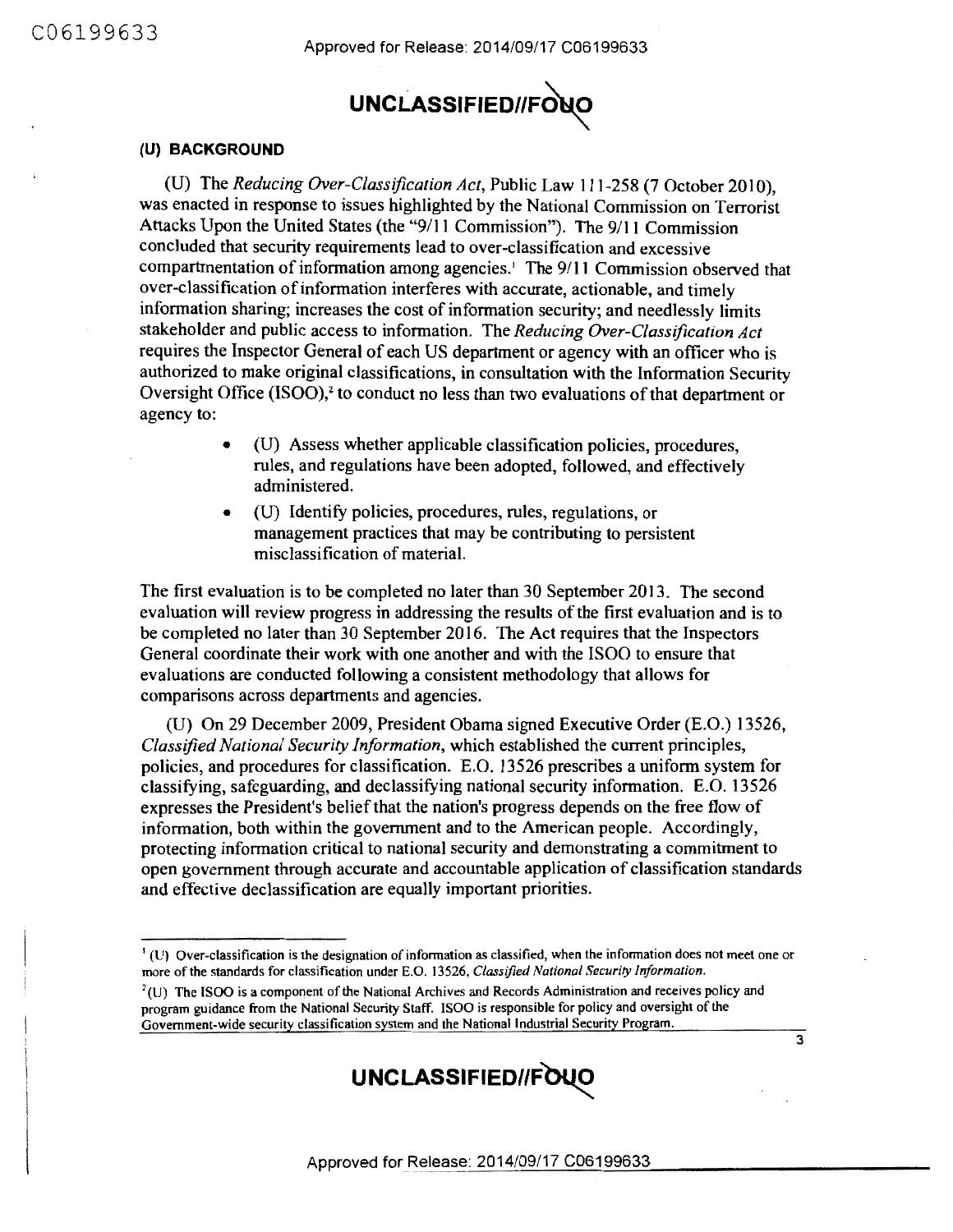## (U) BACKGROUND

(U) The *Reducing Over-Classification Act*, Public Law 111-258 (7 October 2010), was enacted in response to issues highlighted by the National Commission on Terrorist Attacks Upon the United States (the "9/11 Commission"). The 9/11 Commission concluded that security requirements lead to over-classification and excessive compartmentation of information among agencies.[1] The 9/11 Commission observed that over-classification of information interferes with accurate, actionable, and timely information sharing; increases the cost of information security; and needlessly limits stakeholder and public access to information. The *Reducing Over-Classification Act* requires the Inspector General of each US department or agency with an officer who is authorized to make original classifications, in consultation with the Information Security Oversight Office (ISOO),[2] to conduct no less than two evaluations of that department or agency to:

- (U) Assess whether applicable classification policies, procedures, rules, and regulations have been adopted, followed, and effectively administered.
- (U) Identify policies, procedures, rules, regulations, or management practices that may be contributing to persistent misclassification of material.

The first evaluation is to be completed no later than 30 September 2013. The second evaluation will review progress in addressing the results of the first evaluation and is to be completed no later than 30 September 2016. The Act requires that the Inspectors General coordinate their work with one another and with the ISOO to ensure that evaluations are conducted following a consistent methodology that allows for comparisons across departments and agencies.

(U) On 29 December 2009, President Obama signed Executive Order (E.O.) 13526, *Classified National Security Information*, which established the current principles, policies, and procedures for classification. E.O. 13526 prescribes a uniform system for classifying, safeguarding, and declassifying national security information. E.O. 13526 expresses the President's belief that the nation's progress depends on the free flow of information, both within the government and to the American people. Accordingly, protecting information critical to national security and demonstrating a commitment to open government through accurate and accountable application of classification standards and effective declassification are equally important priorities.

---

[1] (U) Over-classification is the designation of information as classified, when the information does not meet one or more of the standards for classification under E.O. 13526, *Classified National Security Information*.

[2] (U) The ISOO is a component of the National Archives and Records Administration and receives policy and program guidance from the National Security Staff. ISOO is responsible for policy and oversight of the Government-wide security classification system and the National Industrial Security Program.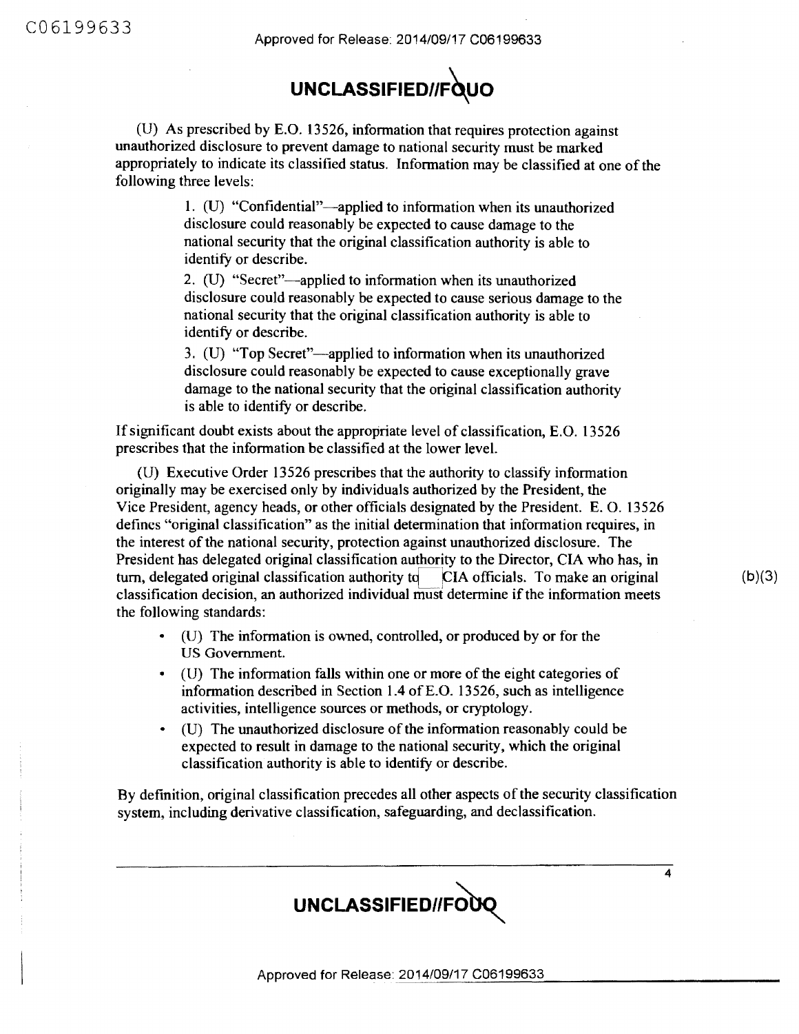**UNCLASSIFIED//FOUO**

(U) As prescribed by E.O. 13526, information that requires protection against unauthorized disclosure to prevent damage to national security must be marked appropriately to indicate its classified status. Information may be classified at one of the following three levels:

> 1. (U) "Confidential"—applied to information when its unauthorized disclosure could reasonably be expected to cause damage to the national security that the original classification authority is able to identify or describe.
> 2. (U) "Secret"—applied to information when its unauthorized disclosure could reasonably be expected to cause serious damage to the national security that the original classification authority is able to identify or describe.
> 3. (U) "Top Secret"—applied to information when its unauthorized disclosure could reasonably be expected to cause exceptionally grave damage to the national security that the original classification authority is able to identify or describe.

If significant doubt exists about the appropriate level of classification, E.O. 13526 prescribes that the information be classified at the lower level.

(U) Executive Order 13526 prescribes that the authority to classify information originally may be exercised only by individuals authorized by the President, the Vice President, agency heads, or other officials designated by the President. E. O. 13526 defines "original classification" as the initial determination that information requires, in the interest of the national security, protection against unauthorized disclosure. The President has delegated original classification authority to the Director, CIA who has, in turn, delegated original classification authority to [ ] CIA officials. To make an original classification decision, an authorized individual must determine if the information meets the following standards: (b)(3)

- (U) The information is owned, controlled, or produced by or for the US Government.
- (U) The information falls within one or more of the eight categories of information described in Section 1.4 of E.O. 13526, such as intelligence activities, intelligence sources or methods, or cryptology.
- (U) The unauthorized disclosure of the information reasonably could be expected to result in damage to the national security, which the original classification authority is able to identify or describe.

By definition, original classification precedes all other aspects of the security classification system, including derivative classification, safeguarding, and declassification.

**UNCLASSIFIED//FOUO**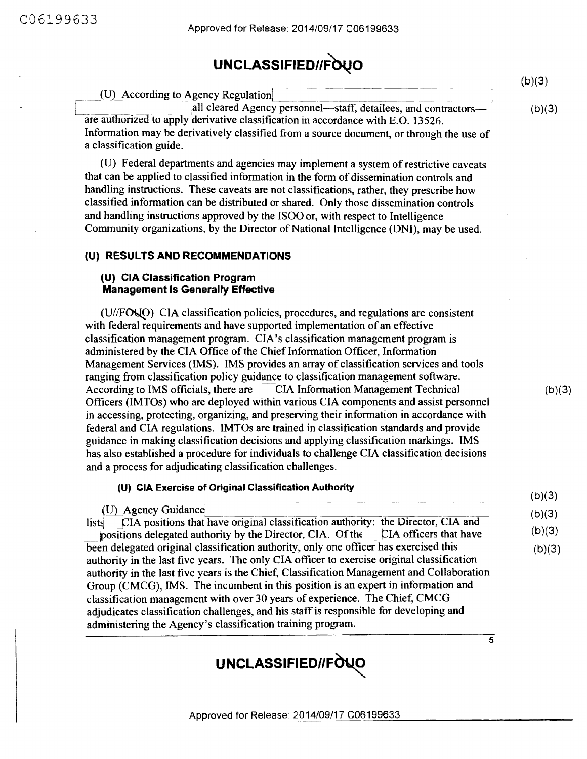(b)(3)

(U) According to Agency Regulation all cleared Agency personnel—staff, detailees, and contractors—are authorized to apply derivative classification in accordance with E.O. 13526. Information may be derivatively classified from a source document, or through the use of a classification guide.

(b)(3)

(U) Federal departments and agencies may implement a system of restrictive caveats that can be applied to classified information in the form of dissemination controls and handling instructions. These caveats are not classifications, rather, they prescribe how classified information can be distributed or shared. Only those dissemination controls and handling instructions approved by the ISOO or, with respect to Intelligence Community organizations, by the Director of National Intelligence (DNI), may be used.

## (U) RESULTS AND RECOMMENDATIONS

### (U) CIA Classification Program Management Is Generally Effective

(U//FOUO) CIA classification policies, procedures, and regulations are consistent with federal requirements and have supported implementation of an effective classification management program. CIA's classification management program is administered by the CIA Office of the Chief Information Officer, Information Management Services (IMS). IMS provides an array of classification services and tools ranging from classification policy guidance to classification management software. According to IMS officials, there are CIA Information Management Technical Officers (IMTOs) who are deployed within various CIA components and assist personnel in accessing, protecting, organizing, and preserving their information in accordance with federal and CIA regulations. IMTOs are trained in classification standards and provide guidance in making classification decisions and applying classification markings. IMS has also established a procedure for individuals to challenge CIA classification decisions and a process for adjudicating classification challenges.

(b)(3)

#### (U) CIA Exercise of Original Classification Authority

(b)(3)
(b)(3)
(b)(3)
(b)(3)

(U) Agency Guidance lists CIA positions that have original classification authority: the Director, CIA and positions delegated authority by the Director, CIA. Of the CIA officers that have been delegated original classification authority, only one officer has exercised this authority in the last five years. The only CIA officer to exercise original classification authority in the last five years is the Chief, Classification Management and Collaboration Group (CMCG), IMS. The incumbent in this position is an expert in information and classification management with over 30 years of experience. The Chief, CMCG adjudicates classification challenges, and his staff is responsible for developing and administering the Agency's classification training program.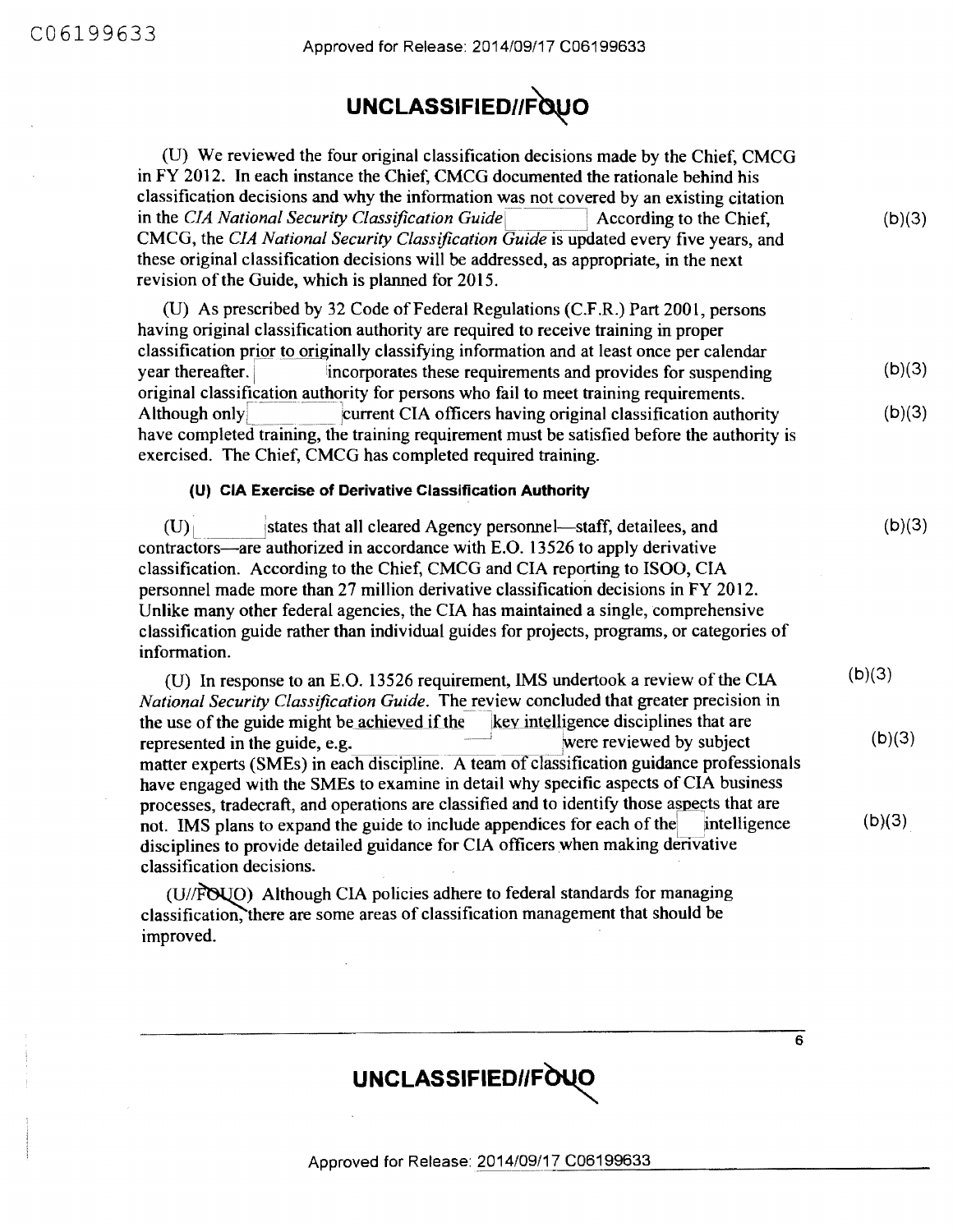(U) We reviewed the four original classification decisions made by the Chief, CMCG in FY 2012. In each instance the Chief, CMCG documented the rationale behind his classification decisions and why the information was not covered by an existing citation in the *CIA National Security Classification Guide* [ ] According to the Chief, CMCG, the *CIA National Security Classification Guide* is updated every five years, and these original classification decisions will be addressed, as appropriate, in the next revision of the Guide, which is planned for 2015. (b)(3)

(U) As prescribed by 32 Code of Federal Regulations (C.F.R.) Part 2001, persons having original classification authority are required to receive training in proper classification prior to originally classifying information and at least once per calendar year thereafter. [ ] incorporates these requirements and provides for suspending original classification authority for persons who fail to meet training requirements. Although only [ ] current CIA officers having original classification authority have completed training, the training requirement must be satisfied before the authority is exercised. The Chief, CMCG has completed required training. (b)(3) (b)(3)

#### (U) CIA Exercise of Derivative Classification Authority

(U) [ ] states that all cleared Agency personnel—staff, detailees, and contractors—are authorized in accordance with E.O. 13526 to apply derivative classification. According to the Chief, CMCG and CIA reporting to ISOO, CIA personnel made more than 27 million derivative classification decisions in FY 2012. Unlike many other federal agencies, the CIA has maintained a single, comprehensive classification guide rather than individual guides for projects, programs, or categories of information. (b)(3)

(U) In response to an E.O. 13526 requirement, IMS undertook a review of the CIA *National Security Classification Guide*. The review concluded that greater precision in the use of the guide might be achieved if the [ ] key intelligence disciplines that are represented in the guide, e.g. [ ] were reviewed by subject matter experts (SMEs) in each discipline. A team of classification guidance professionals have engaged with the SMEs to examine in detail why specific aspects of CIA business processes, tradecraft, and operations are classified and to identify those aspects that are not. IMS plans to expand the guide to include appendices for each of the [ ] intelligence disciplines to provide detailed guidance for CIA officers when making derivative classification decisions. (b)(3) (b)(3) (b)(3)

(U//FOUO) Although CIA policies adhere to federal standards for managing classification, there are some areas of classification management that should be improved.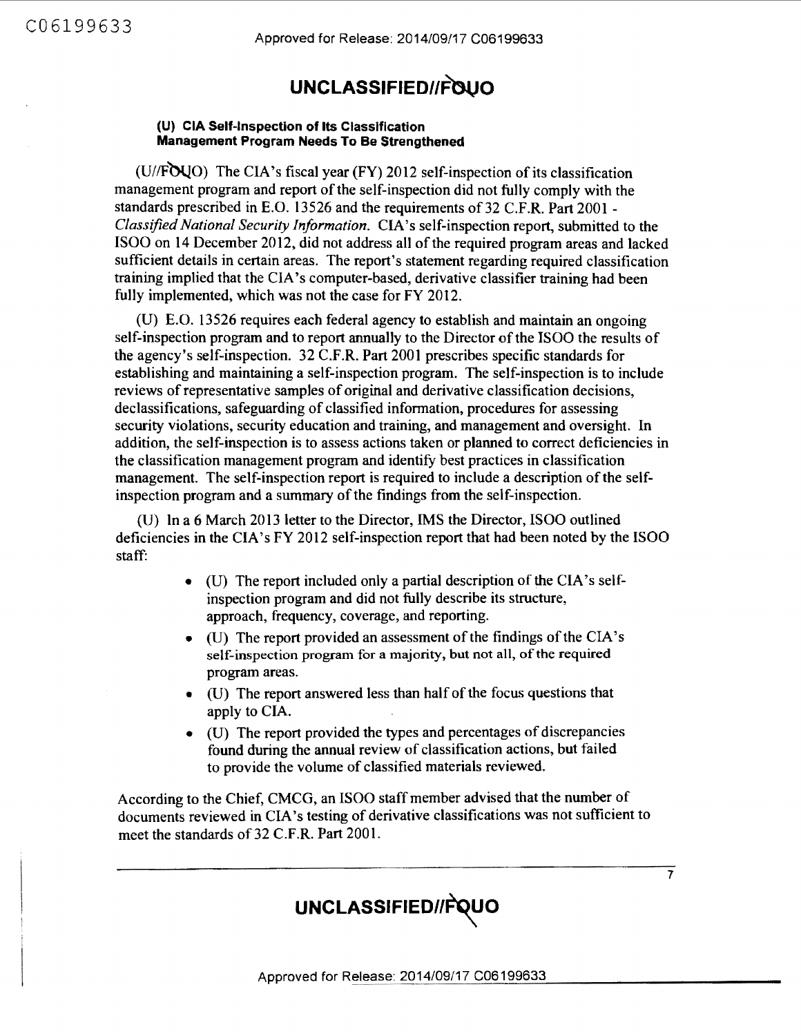**UNCLASSIFIED//FOUO**

### (U) CIA Self-Inspection of Its Classification Management Program Needs To Be Strengthened

(U//FOUO) The CIA's fiscal year (FY) 2012 self-inspection of its classification management program and report of the self-inspection did not fully comply with the standards prescribed in E.O. 13526 and the requirements of 32 C.F.R. Part 2001 - *Classified National Security Information*. CIA's self-inspection report, submitted to the ISOO on 14 December 2012, did not address all of the required program areas and lacked sufficient details in certain areas. The report's statement regarding required classification training implied that the CIA's computer-based, derivative classifier training had been fully implemented, which was not the case for FY 2012.

(U) E.O. 13526 requires each federal agency to establish and maintain an ongoing self-inspection program and to report annually to the Director of the ISOO the results of the agency's self-inspection. 32 C.F.R. Part 2001 prescribes specific standards for establishing and maintaining a self-inspection program. The self-inspection is to include reviews of representative samples of original and derivative classification decisions, declassifications, safeguarding of classified information, procedures for assessing security violations, security education and training, and management and oversight. In addition, the self-inspection is to assess actions taken or planned to correct deficiencies in the classification management program and identify best practices in classification management. The self-inspection report is required to include a description of the self-inspection program and a summary of the findings from the self-inspection.

(U) In a 6 March 2013 letter to the Director, IMS the Director, ISOO outlined deficiencies in the CIA's FY 2012 self-inspection report that had been noted by the ISOO staff:

- (U) The report included only a partial description of the CIA's self-inspection program and did not fully describe its structure, approach, frequency, coverage, and reporting.
- (U) The report provided an assessment of the findings of the CIA's self-inspection program for a majority, but not all, of the required program areas.
- (U) The report answered less than half of the focus questions that apply to CIA.
- (U) The report provided the types and percentages of discrepancies found during the annual review of classification actions, but failed to provide the volume of classified materials reviewed.

According to the Chief, CMCG, an ISOO staff member advised that the number of documents reviewed in CIA's testing of derivative classifications was not sufficient to meet the standards of 32 C.F.R. Part 2001.

**UNCLASSIFIED//FOUO**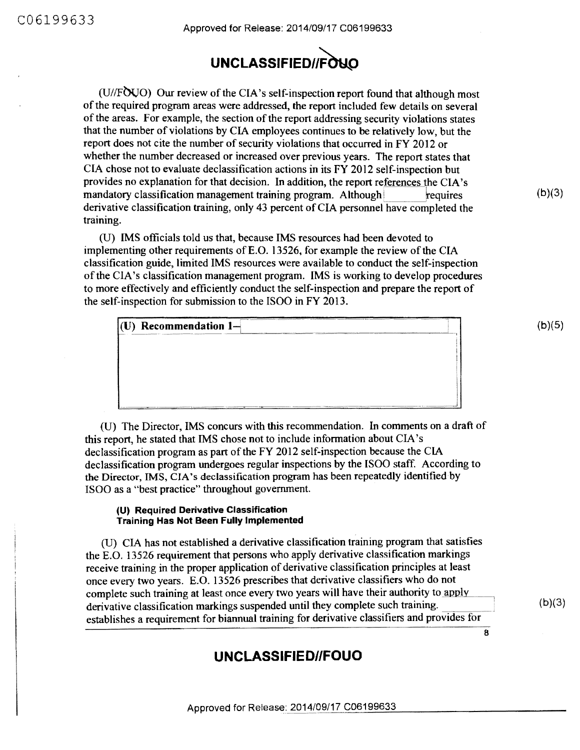(U//FOUO) Our review of the CIA's self-inspection report found that although most of the required program areas were addressed, the report included few details on several of the areas. For example, the section of the report addressing security violations states that the number of violations by CIA employees continues to be relatively low, but the report does not cite the number of security violations that occurred in FY 2012 or whether the number decreased or increased over previous years. The report states that CIA chose not to evaluate declassification actions in its FY 2012 self-inspection but provides no explanation for that decision. In addition, the report references the CIA's mandatory classification management training program. Although [redacted] requires derivative classification training, only 43 percent of CIA personnel have completed the training. (b)(3)

(U) IMS officials told us that, because IMS resources had been devoted to implementing other requirements of E.O. 13526, for example the review of the CIA classification guide, limited IMS resources were available to conduct the self-inspection of the CIA's classification management program. IMS is working to develop procedures to more effectively and efficiently conduct the self-inspection and prepare the report of the self-inspection for submission to the ISOO in FY 2013.

**(U) Recommendation 1–** [redacted] (b)(5)

(U) The Director, IMS concurs with this recommendation. In comments on a draft of this report, he stated that IMS chose not to include information about CIA's declassification program as part of the FY 2012 self-inspection because the CIA declassification program undergoes regular inspections by the ISOO staff. According to the Director, IMS, CIA's declassification program has been repeatedly identified by ISOO as a "best practice" throughout government.

#### (U) Required Derivative Classification Training Has Not Been Fully Implemented

(U) CIA has not established a derivative classification training program that satisfies the E.O. 13526 requirement that persons who apply derivative classification markings receive training in the proper application of derivative classification principles at least once every two years. E.O. 13526 prescribes that derivative classifiers who do not complete such training at least once every two years will have their authority to apply derivative classification markings suspended until they complete such training. [redacted] establishes a requirement for biannual training for derivative classifiers and provides for (b)(3)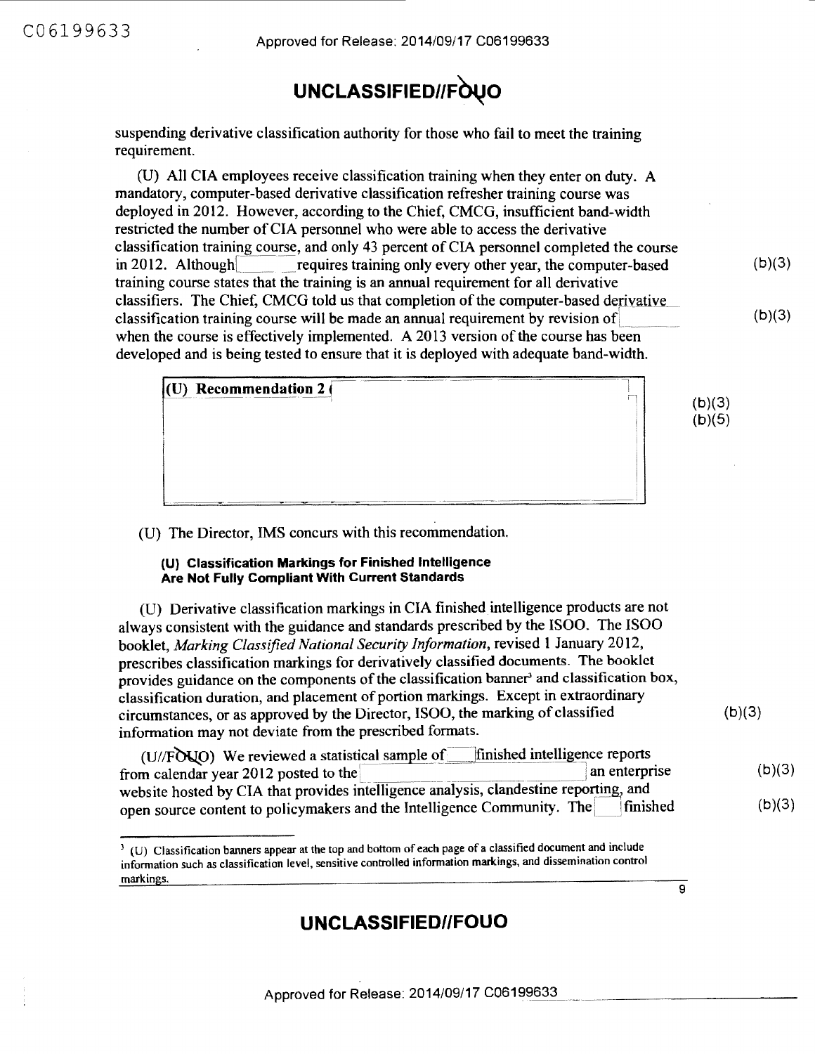suspending derivative classification authority for those who fail to meet the training requirement.

(U) All CIA employees receive classification training when they enter on duty. A mandatory, computer-based derivative classification refresher training course was deployed in 2012. However, according to the Chief, CMCG, insufficient band-width restricted the number of CIA personnel who were able to access the derivative classification training course, and only 43 percent of CIA personnel completed the course in 2012. Although [ ] requires training only every other year, the computer-based training course states that the training is an annual requirement for all derivative classifiers. The Chief, CMCG told us that completion of the computer-based derivative classification training course will be made an annual requirement by revision of [ ] when the course is effectively implemented. A 2013 version of the course has been developed and is being tested to ensure that it is deployed with adequate band-width.

(b)(3)

(b)(3)

**(U) Recommendation 2** ( [ ]

(b)(3)
(b)(5)

(U) The Director, IMS concurs with this recommendation.

**(U) Classification Markings for Finished Intelligence Are Not Fully Compliant With Current Standards**

(U) Derivative classification markings in CIA finished intelligence products are not always consistent with the guidance and standards prescribed by the ISOO. The ISOO booklet, *Marking Classified National Security Information*, revised 1 January 2012, prescribes classification markings for derivatively classified documents. The booklet provides guidance on the components of the classification banner[3] and classification box, classification duration, and placement of portion markings. Except in extraordinary circumstances, or as approved by the Director, ISOO, the marking of classified information may not deviate from the prescribed formats.

(b)(3)

(U//FOUO) We reviewed a statistical sample of [ ] finished intelligence reports from calendar year 2012 posted to the [ ] an enterprise website hosted by CIA that provides intelligence analysis, clandestine reporting, and open source content to policymakers and the Intelligence Community. The [ ] finished

(b)(3)

(b)(3)

[3] (U) Classification banners appear at the top and bottom of each page of a classified document and include information such as classification level, sensitive controlled information markings, and dissemination control markings.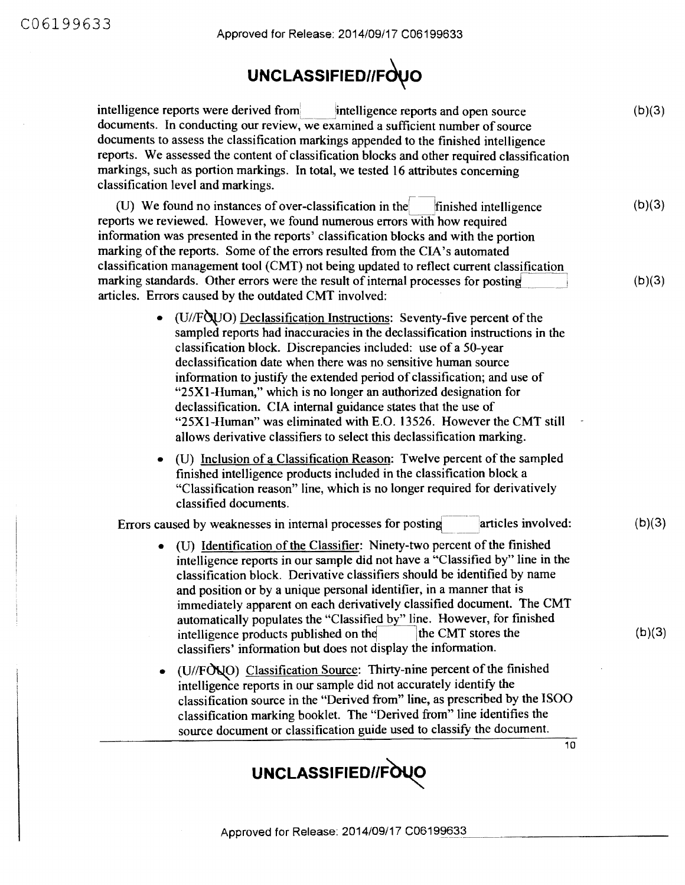intelligence reports were derived from [redacted] intelligence reports and open source documents. In conducting our review, we examined a sufficient number of source documents to assess the classification markings appended to the finished intelligence reports. We assessed the content of classification blocks and other required classification markings, such as portion markings. In total, we tested 16 attributes concerning classification level and markings. (b)(3)

(U) We found no instances of over-classification in the [redacted] finished intelligence reports we reviewed. However, we found numerous errors with how required information was presented in the reports' classification blocks and with the portion marking of the reports. Some of the errors resulted from the CIA's automated classification management tool (CMT) not being updated to reflect current classification marking standards. Other errors were the result of internal processes for posting [redacted] articles. Errors caused by the outdated CMT involved: (b)(3) (b)(3)

- (U//FOUO) Declassification Instructions: Seventy-five percent of the sampled reports had inaccuracies in the declassification instructions in the classification block. Discrepancies included: use of a 50-year declassification date when there was no sensitive human source information to justify the extended period of classification; and use of "25X1-Human," which is no longer an authorized designation for declassification. CIA internal guidance states that the use of "25X1-Human" was eliminated with E.O. 13526. However the CMT still allows derivative classifiers to select this declassification marking.
- (U) Inclusion of a Classification Reason: Twelve percent of the sampled finished intelligence products included in the classification block a "Classification reason" line, which is no longer required for derivatively classified documents.

Errors caused by weaknesses in internal processes for posting [redacted] articles involved: (b)(3)

- (U) Identification of the Classifier: Ninety-two percent of the finished intelligence reports in our sample did not have a "Classified by" line in the classification block. Derivative classifiers should be identified by name and position or by a unique personal identifier, in a manner that is immediately apparent on each derivatively classified document. The CMT automatically populates the "Classified by" line. However, for finished intelligence products published on the [redacted] the CMT stores the classifiers' information but does not display the information. (b)(3)
- (U//FOUO) Classification Source: Thirty-nine percent of the finished intelligence reports in our sample did not accurately identify the classification source in the "Derived from" line, as prescribed by the ISOO classification marking booklet. The "Derived from" line identifies the source document or classification guide used to classify the document.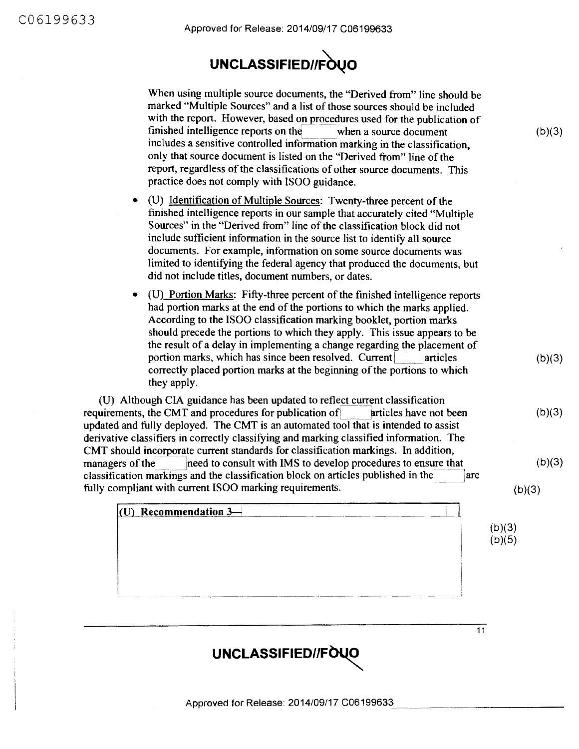UNCLASSIFIED//FOUO

When using multiple source documents, the "Derived from" line should be marked "Multiple Sources" and a list of those sources should be included with the report. However, based on procedures used for the publication of finished intelligence reports on the [redacted] when a source document includes a sensitive controlled information marking in the classification, only that source document is listed on the "Derived from" line of the report, regardless of the classifications of other source documents. This practice does not comply with ISOO guidance. (b)(3)

- (U) Identification of Multiple Sources: Twenty-three percent of the finished intelligence reports in our sample that accurately cited "Multiple Sources" in the "Derived from" line of the classification block did not include sufficient information in the source list to identify all source documents. For example, information on some source documents was limited to identifying the federal agency that produced the documents, but did not include titles, document numbers, or dates.
- (U) Portion Marks: Fifty-three percent of the finished intelligence reports had portion marks at the end of the portions to which the marks applied. According to the ISOO classification marking booklet, portion marks should precede the portions to which they apply. This issue appears to be the result of a delay in implementing a change regarding the placement of portion marks, which has since been resolved. Current [redacted] articles correctly placed portion marks at the beginning of the portions to which they apply. (b)(3)

(U) Although CIA guidance has been updated to reflect current classification requirements, the CMT and procedures for publication of [redacted] articles have not been updated and fully deployed. The CMT is an automated tool that is intended to assist derivative classifiers in correctly classifying and marking classified information. The CMT should incorporate current standards for classification markings. In addition, managers of the [redacted] need to consult with IMS to develop procedures to ensure that classification markings and the classification block on articles published in the [redacted] are fully compliant with current ISOO marking requirements. (b)(3) (b)(3) (b)(3)

**(U) Recommendation 3–** [redacted] (b)(3) (b)(5)

UNCLASSIFIED//FOUO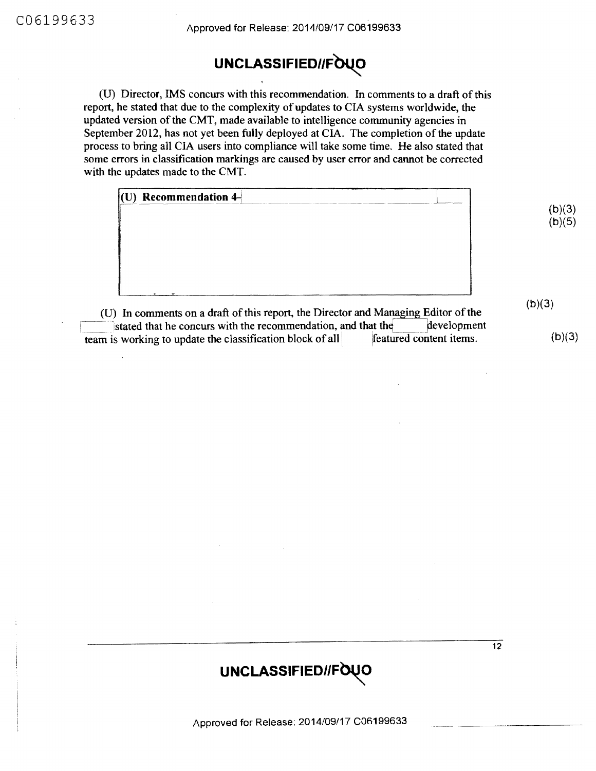UNCLASSIFIED//FOUO

(U) Director, IMS concurs with this recommendation. In comments to a draft of this report, he stated that due to the complexity of updates to CIA systems worldwide, the updated version of the CMT, made available to intelligence community agencies in September 2012, has not yet been fully deployed at CIA. The completion of the update process to bring all CIA users into compliance will take some time. He also stated that some errors in classification markings are caused by user error and cannot be corrected with the updates made to the CMT.

| (U) Recommendation 4- |
|---|
| |

(b)(3)
(b)(5)

(U) In comments on a draft of this report, the Director and Managing Editor of the [ ] stated that he concurs with the recommendation, and that the [ ] development team is working to update the classification block of all [ ] featured content items.

(b)(3)

(b)(3)

UNCLASSIFIED//FOUO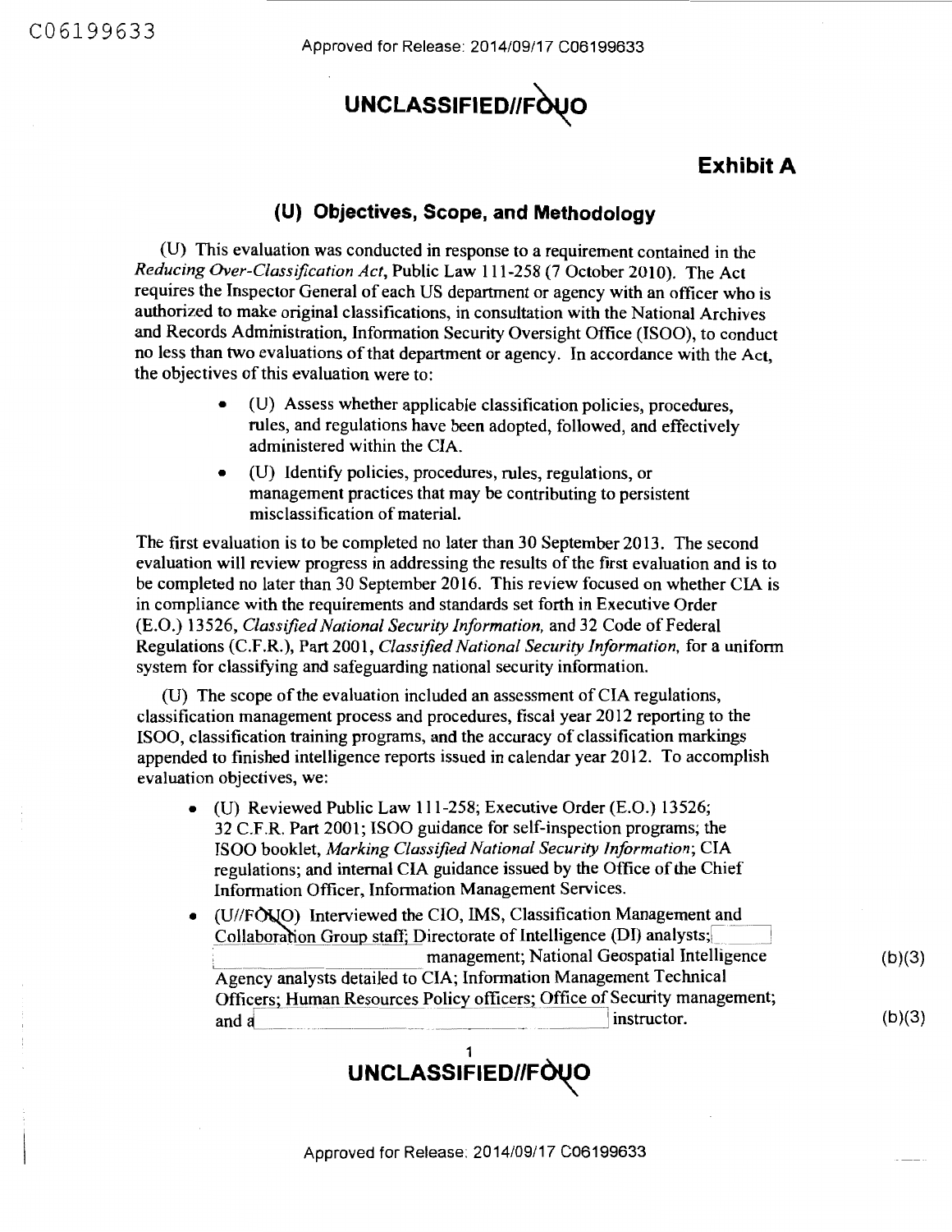# UNCLASSIFIED//FOUO

## Exhibit A

### (U) Objectives, Scope, and Methodology

(U) This evaluation was conducted in response to a requirement contained in the *Reducing Over-Classification Act*, Public Law 111-258 (7 October 2010). The Act requires the Inspector General of each US department or agency with an officer who is authorized to make original classifications, in consultation with the National Archives and Records Administration, Information Security Oversight Office (ISOO), to conduct no less than two evaluations of that department or agency. In accordance with the Act, the objectives of this evaluation were to:

- (U) Assess whether applicable classification policies, procedures, rules, and regulations have been adopted, followed, and effectively administered within the CIA.
- (U) Identify policies, procedures, rules, regulations, or management practices that may be contributing to persistent misclassification of material.

The first evaluation is to be completed no later than 30 September 2013. The second evaluation will review progress in addressing the results of the first evaluation and is to be completed no later than 30 September 2016. This review focused on whether CIA is in compliance with the requirements and standards set forth in Executive Order (E.O.) 13526, *Classified National Security Information,* and 32 Code of Federal Regulations (C.F.R.), Part 2001, *Classified National Security Information,* for a uniform system for classifying and safeguarding national security information.

(U) The scope of the evaluation included an assessment of CIA regulations, classification management process and procedures, fiscal year 2012 reporting to the ISOO, classification training programs, and the accuracy of classification markings appended to finished intelligence reports issued in calendar year 2012. To accomplish evaluation objectives, we:

- (U) Reviewed Public Law 111-258; Executive Order (E.O.) 13526; 32 C.F.R. Part 2001; ISOO guidance for self-inspection programs; the ISOO booklet, *Marking Classified National Security Information*; CIA regulations; and internal CIA guidance issued by the Office of the Chief Information Officer, Information Management Services.
- (U//FOUO) Interviewed the CIO, IMS, Classification Management and Collaboration Group staff; Directorate of Intelligence (DI) analysts; [redacted] management; National Geospatial Intelligence Agency analysts detailed to CIA; Information Management Technical Officers; Human Resources Policy officers; Office of Security management; and a [redacted] instructor. (b)(3)

UNCLASSIFIED//FOUO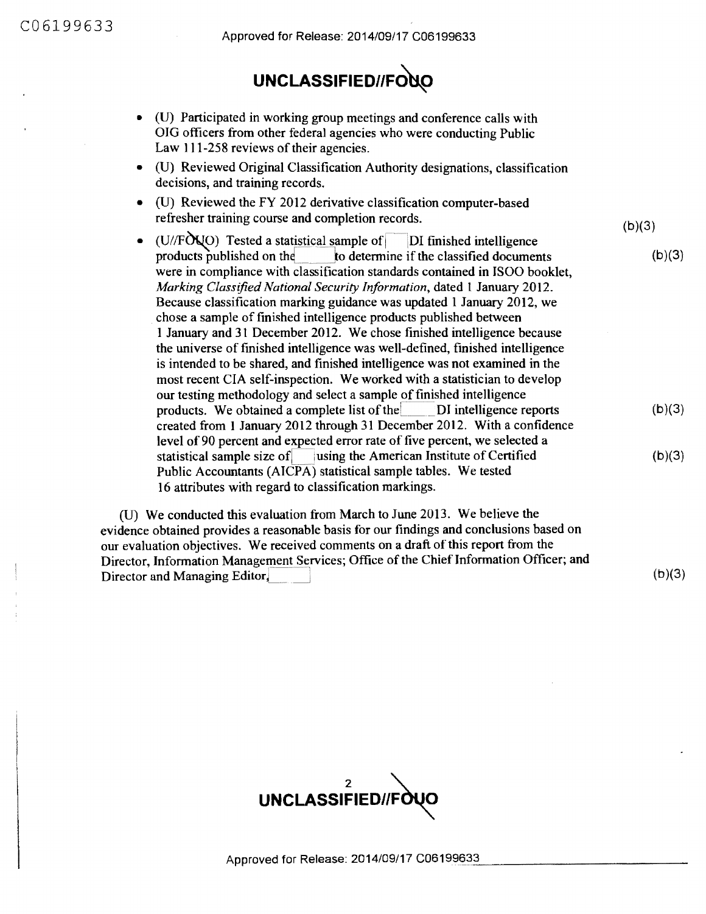- (U) Participated in working group meetings and conference calls with OIG officers from other federal agencies who were conducting Public Law 111-258 reviews of their agencies.
- (U) Reviewed Original Classification Authority designations, classification decisions, and training records.
- (U) Reviewed the FY 2012 derivative classification computer-based refresher training course and completion records.
- (U//FOUO) Tested a statistical sample of [ ] DI finished intelligence products published on the [ ] to determine if the classified documents were in compliance with classification standards contained in ISOO booklet, *Marking Classified National Security Information*, dated 1 January 2012. Because classification marking guidance was updated 1 January 2012, we chose a sample of finished intelligence products published between 1 January and 31 December 2012. We chose finished intelligence because the universe of finished intelligence was well-defined, finished intelligence is intended to be shared, and finished intelligence was not examined in the most recent CIA self-inspection. We worked with a statistician to develop our testing methodology and select a sample of finished intelligence products. We obtained a complete list of the [ ] DI intelligence reports created from 1 January 2012 through 31 December 2012. With a confidence level of 90 percent and expected error rate of five percent, we selected a statistical sample size of [ ] using the American Institute of Certified Public Accountants (AICPA) statistical sample tables. We tested 16 attributes with regard to classification markings. (b)(3) (b)(3) (b)(3) (b)(3)

(U) We conducted this evaluation from March to June 2013. We believe the evidence obtained provides a reasonable basis for our findings and conclusions based on our evaluation objectives. We received comments on a draft of this report from the Director, Information Management Services; Office of the Chief Information Officer; and Director and Managing Editor, [ ] (b)(3)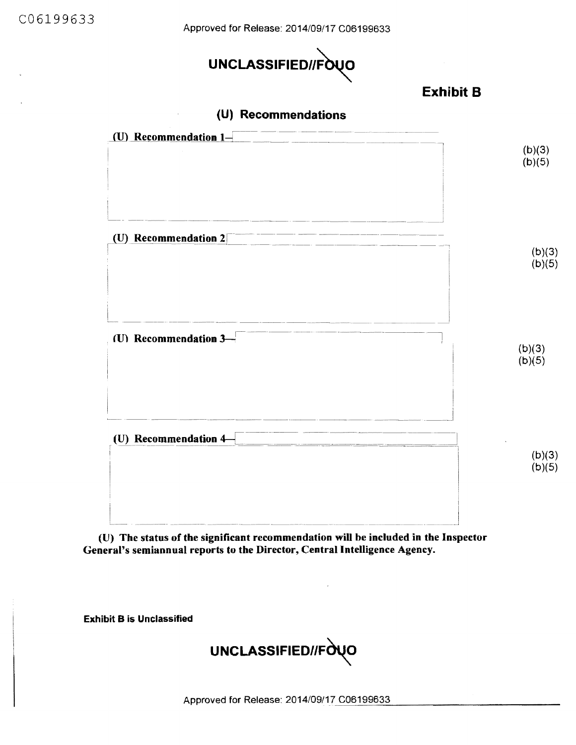UNCLASSIFIED//FOUO

**Exhibit B**

## (U) Recommendations

**(U) Recommendation 1—**

(b)(3)
(b)(5)

**(U) Recommendation 2**

(b)(3)
(b)(5)

**(U) Recommendation 3—**

(b)(3)
(b)(5)

**(U) Recommendation 4—**

(b)(3)
(b)(5)

**(U) The status of the significant recommendation will be included in the Inspector General's semiannual reports to the Director, Central Intelligence Agency.**

**Exhibit B is Unclassified**

UNCLASSIFIED//FOUO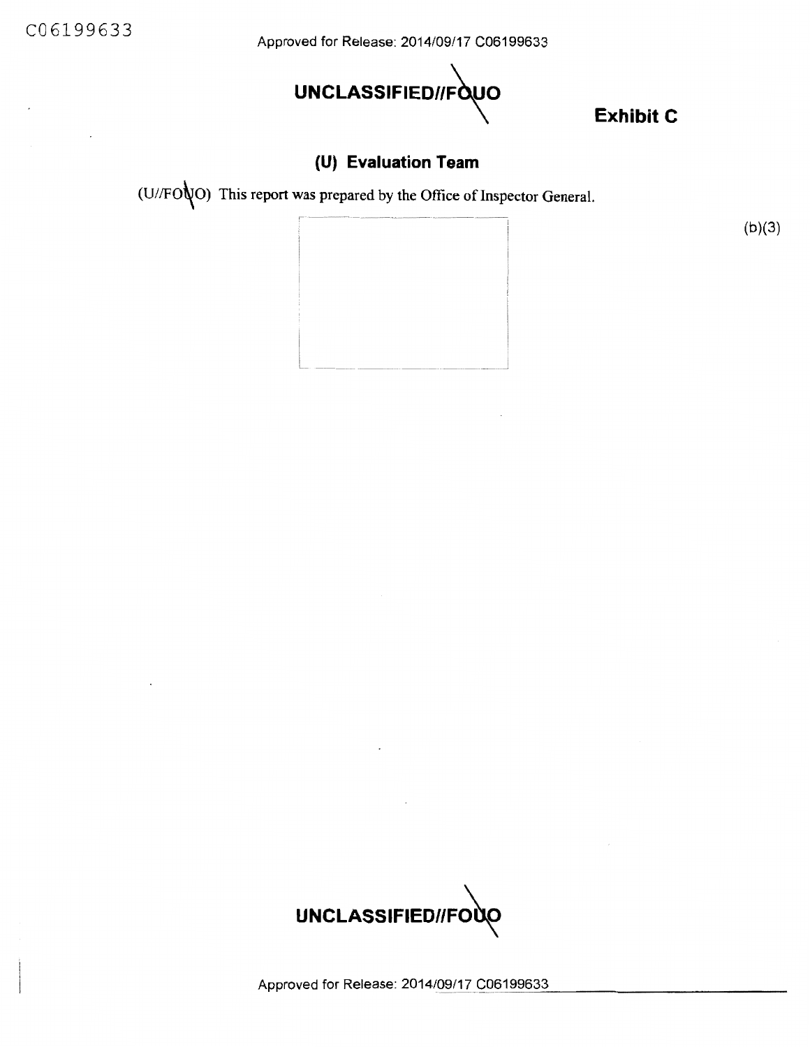UNCLASSIFIED//FOUO

**Exhibit C**

## (U) Evaluation Team

(U//FOUO) This report was prepared by the Office of Inspector General.

(b)(3)

UNCLASSIFIED//FOUO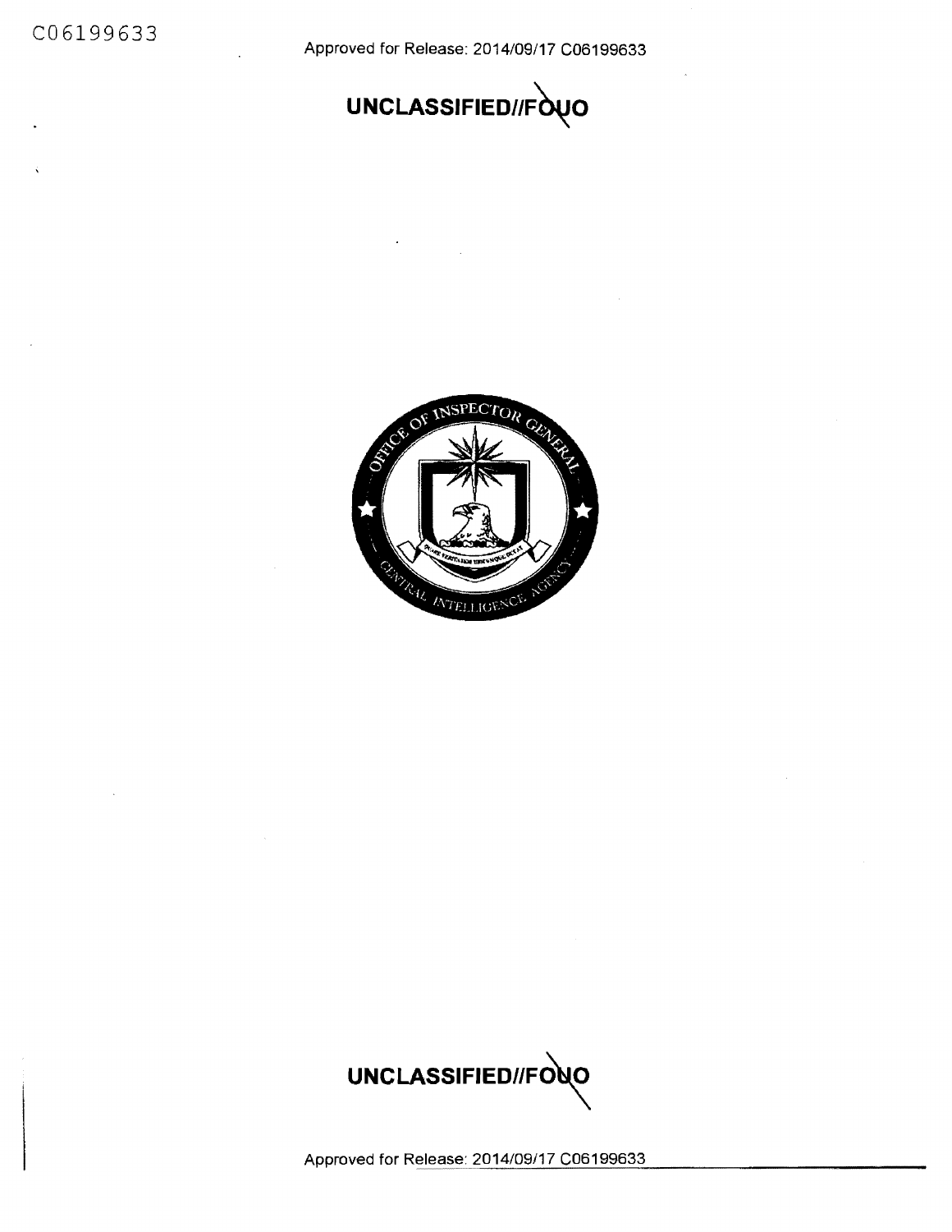UNCLASSIFIED//FOUO

OFFICE OF INSPECTOR GENERAL

CENTRAL INTELLIGENCE AGENCY

UNCLASSIFIED//FOUO